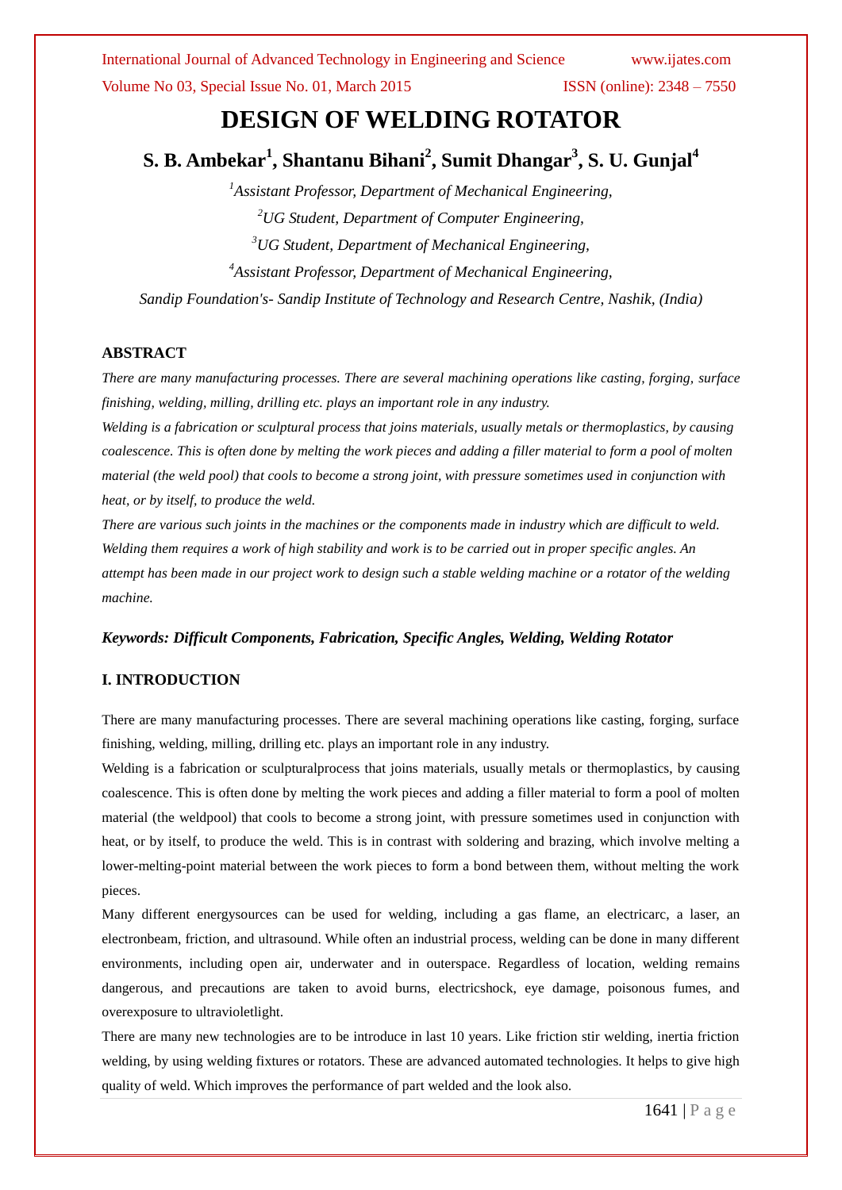# DESIGN OF WELDING ROTATOR

**S. B. Ambekar[1], Shantanu Bihani[2], Sumit Dhangar[3], S. U. Gunjal[4]**

*[1]Assistant Professor, Department of Mechanical Engineering,*

*[2]UG Student, Department of Computer Engineering,*

*[3]UG Student, Department of Mechanical Engineering,*

*[4]Assistant Professor, Department of Mechanical Engineering,*

*Sandip Foundation's- Sandip Institute of Technology and Research Centre, Nashik, (India)*

## ABSTRACT

*There are many manufacturing processes. There are several machining operations like casting, forging, surface finishing, welding, milling, drilling etc. plays an important role in any industry.*

*Welding is a fabrication or sculptural process that joins materials, usually metals or thermoplastics, by causing coalescence. This is often done by melting the work pieces and adding a filler material to form a pool of molten material (the weld pool) that cools to become a strong joint, with pressure sometimes used in conjunction with heat, or by itself, to produce the weld.*

*There are various such joints in the machines or the components made in industry which are difficult to weld. Welding them requires a work of high stability and work is to be carried out in proper specific angles. An attempt has been made in our project work to design such a stable welding machine or a rotator of the welding machine.*

***Keywords: Difficult Components, Fabrication, Specific Angles, Welding, Welding Rotator***

## I. INTRODUCTION

There are many manufacturing processes. There are several machining operations like casting, forging, surface finishing, welding, milling, drilling etc. plays an important role in any industry.

Welding is a fabrication or sculpturalprocess that joins materials, usually metals or thermoplastics, by causing coalescence. This is often done by melting the work pieces and adding a filler material to form a pool of molten material (the weldpool) that cools to become a strong joint, with pressure sometimes used in conjunction with heat, or by itself, to produce the weld. This is in contrast with soldering and brazing, which involve melting a lower-melting-point material between the work pieces to form a bond between them, without melting the work pieces.

Many different energysources can be used for welding, including a gas flame, an electricarc, a laser, an electronbeam, friction, and ultrasound. While often an industrial process, welding can be done in many different environments, including open air, underwater and in outerspace. Regardless of location, welding remains dangerous, and precautions are taken to avoid burns, electricshock, eye damage, poisonous fumes, and overexposure to ultravioletlight.

There are many new technologies are to be introduce in last 10 years. Like friction stir welding, inertia friction welding, by using welding fixtures or rotators. These are advanced automated technologies. It helps to give high quality of weld. Which improves the performance of part welded and the look also.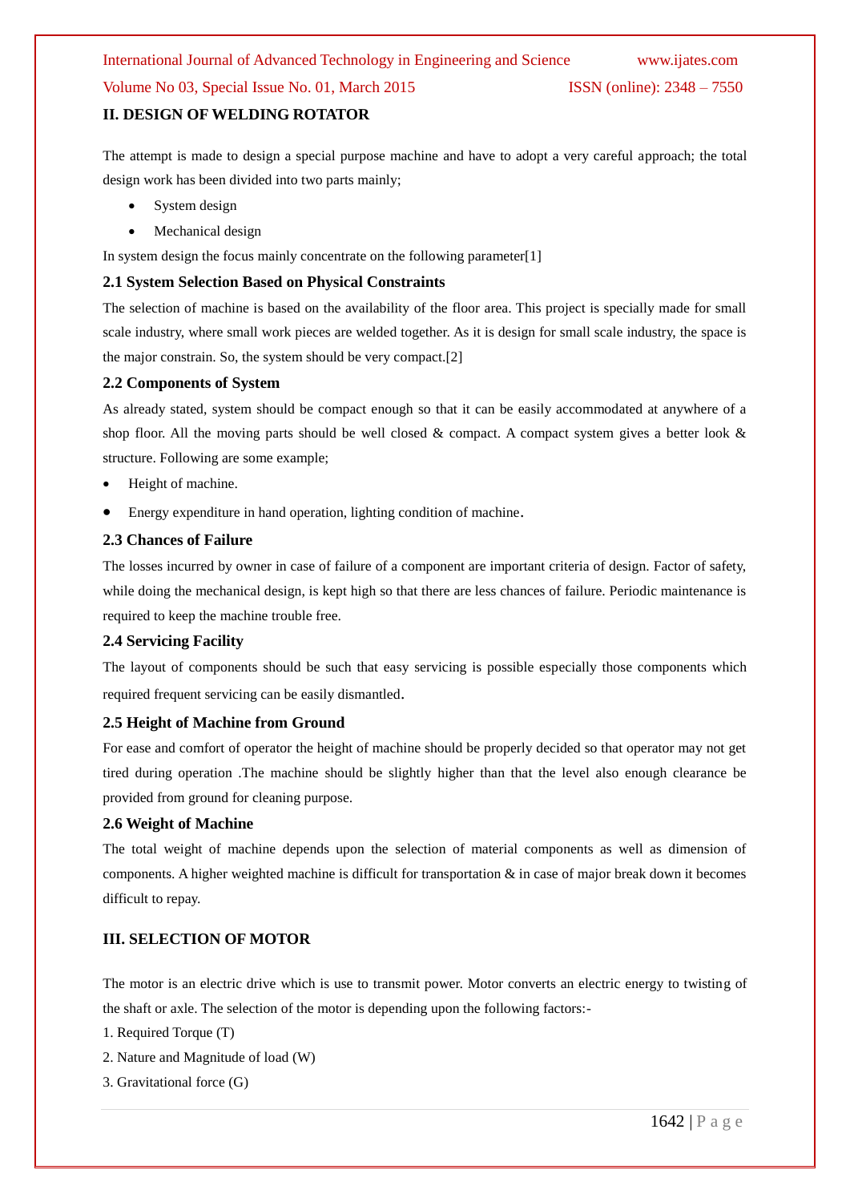## II. DESIGN OF WELDING ROTATOR

The attempt is made to design a special purpose machine and have to adopt a very careful approach; the total design work has been divided into two parts mainly;

- System design
- Mechanical design

In system design the focus mainly concentrate on the following parameter[1]

### 2.1 System Selection Based on Physical Constraints

The selection of machine is based on the availability of the floor area. This project is specially made for small scale industry, where small work pieces are welded together. As it is design for small scale industry, the space is the major constrain. So, the system should be very compact.[2]

### 2.2 Components of System

As already stated, system should be compact enough so that it can be easily accommodated at anywhere of a shop floor. All the moving parts should be well closed & compact. A compact system gives a better look & structure. Following are some example;

- Height of machine.
- Energy expenditure in hand operation, lighting condition of machine.

### 2.3 Chances of Failure

The losses incurred by owner in case of failure of a component are important criteria of design. Factor of safety, while doing the mechanical design, is kept high so that there are less chances of failure. Periodic maintenance is required to keep the machine trouble free.

### 2.4 Servicing Facility

The layout of components should be such that easy servicing is possible especially those components which required frequent servicing can be easily dismantled.

### 2.5 Height of Machine from Ground

For ease and comfort of operator the height of machine should be properly decided so that operator may not get tired during operation .The machine should be slightly higher than that the level also enough clearance be provided from ground for cleaning purpose.

### 2.6 Weight of Machine

The total weight of machine depends upon the selection of material components as well as dimension of components. A higher weighted machine is difficult for transportation & in case of major break down it becomes difficult to repay.

## III. SELECTION OF MOTOR

The motor is an electric drive which is use to transmit power. Motor converts an electric energy to twisting of the shaft or axle. The selection of the motor is depending upon the following factors:-

1. Required Torque (T)
2. Nature and Magnitude of load (W)
3. Gravitational force (G)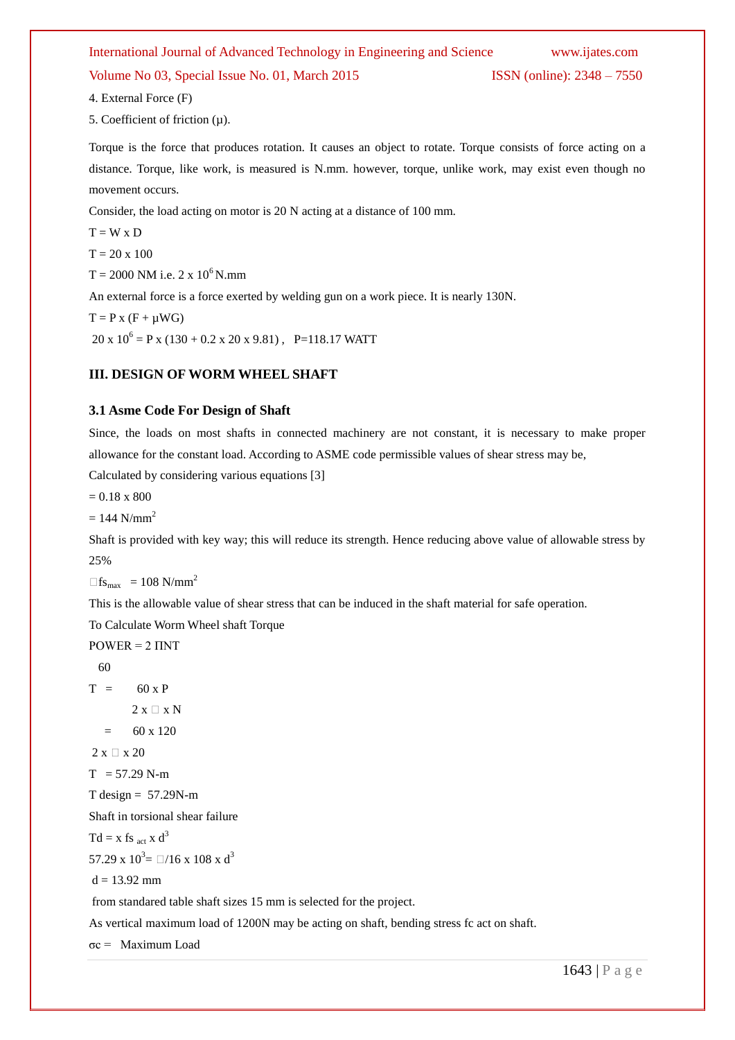4. External Force (F)

5. Coefficient of friction (μ).

Torque is the force that produces rotation. It causes an object to rotate. Torque consists of force acting on a distance. Torque, like work, is measured is N.mm. however, torque, unlike work, may exist even though no movement occurs.

Consider, the load acting on motor is 20 N acting at a distance of 100 mm.

$T = W \times D$

$T = 20 \times 100$

$T = 2000$ NM i.e. $2 \times 10^6$ N.mm

An external force is a force exerted by welding gun on a work piece. It is nearly 130N.

$T = P \times (F + \mu WG)$

$20 \times 10^6 = P \times (130 + 0.2 \times 20 \times 9.81)$, P=118.17 WATT

## III. DESIGN OF WORM WHEEL SHAFT

### 3.1 Asme Code For Design of Shaft

Since, the loads on most shafts in connected machinery are not constant, it is necessary to make proper allowance for the constant load. According to ASME code permissible values of shear stress may be,

Calculated by considering various equations [3]

$= 0.18 \times 800$

$= 144$ N/mm$^2$

Shaft is provided with key way; this will reduce its strength. Hence reducing above value of allowable stress by 25%

$fs_{max} = 108$ N/mm$^2$

This is the allowable value of shear stress that can be induced in the shaft material for safe operation.

To Calculate Worm Wheel shaft Torque

$$\text{POWER} = \frac{2\Pi NT}{60}$$

$$T = \frac{60 \times P}{2 \times \pi \times N}$$

$$= \frac{60 \times 120}{2 \times \pi \times 20}$$

$T = 57.29$ N-m

T design = 57.29N-m

Shaft in torsional shear failure

$Td = x \; fs_{act} \times d^3$

$57.29 \times 10^3 = \pi/16 \times 108 \times d^3$

$d = 13.92$ mm

from standared table shaft sizes 15 mm is selected for the project.

As vertical maximum load of 1200N may be acting on shaft, bending stress fc act on shaft.

σc = Maximum Load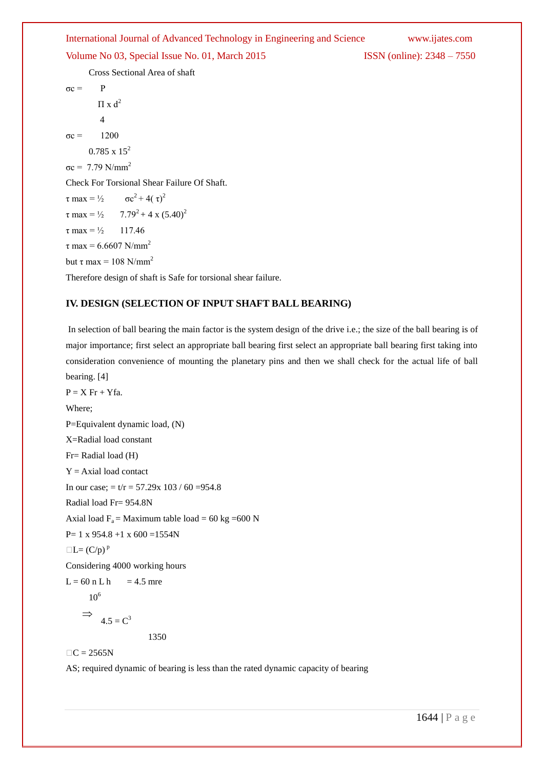Cross Sectional Area of shaft

$$\sigma c = \frac{P}{\frac{\Pi \times d^2}{4}}$$

$$\sigma c = \frac{1200}{0.785 \times 15^2}$$

$\sigma c = 7.79 \text{ N/mm}^2$

Check For Torsional Shear Failure Of Shaft.

$\tau \max = \frac{1}{2} \quad \sigma c^2 + 4(\tau)^2$

$\tau \max = \frac{1}{2} \quad 7.79^2 + 4 \times (5.40)^2$

$\tau \max = \frac{1}{2} \quad 117.46$

$\tau \max = 6.6607 \text{ N/mm}^2$

but $\tau \max = 108 \text{ N/mm}^2$

Therefore design of shaft is Safe for torsional shear failure.

## IV. DESIGN (SELECTION OF INPUT SHAFT BALL BEARING)

In selection of ball bearing the main factor is the system design of the drive i.e.; the size of the ball bearing is of major importance; first select an appropriate ball bearing first select an appropriate ball bearing first taking into consideration convenience of mounting the planetary pins and then we shall check for the actual life of ball bearing. [4]

P = X Fr + Yfa.

Where;

P=Equivalent dynamic load, (N)

X=Radial load constant

Fr= Radial load (H)

Y = Axial load contact

In our case; = t/r = 57.29x 103 / 60 =954.8

Radial load Fr= 954.8N

Axial load $F_a$ = Maximum table load = 60 kg =600 N

P= 1 x 954.8 +1 x 600 =1554N

$\Box L = (C/p)^p$

Considering 4000 working hours

$$L = \frac{60 \text{ n L h}}{10^6} = 4.5 \text{ mre}$$

$$\Rightarrow 4.5 = \frac{C^3}{1350}$$

$\Box C = 2565N$

AS; required dynamic of bearing is less than the rated dynamic capacity of bearing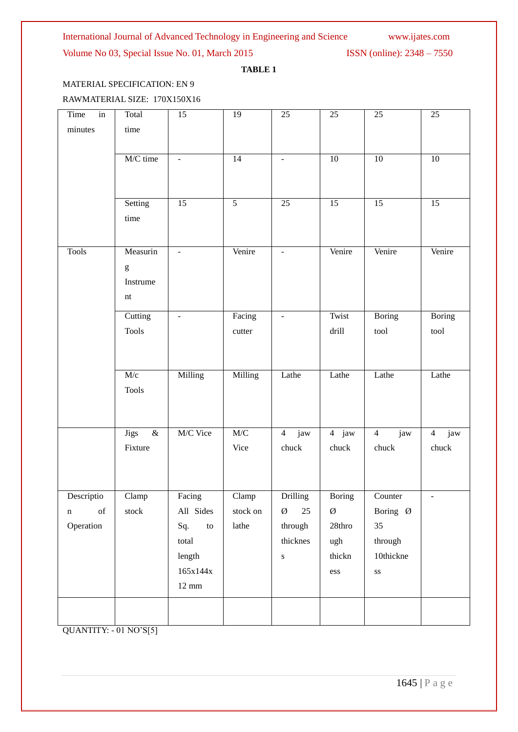**TABLE 1**

MATERIAL SPECIFICATION: EN 9

RAWMATERIAL SIZE: 170X150X16

| | | | | | | | |
|---|---|---|---|---|---|---|---|
| Time in minutes | Total time | 15 | 19 | 25 | 25 | 25 | 25 |
| | M/C time | - | 14 | - | 10 | 10 | 10 |
| | Setting time | 15 | 5 | 25 | 15 | 15 | 15 |
| Tools | Measuring Instrument | - | Venire | - | Venire | Venire | Venire |
| | Cutting Tools | - | Facing cutter | - | Twist drill | Boring tool | Boring tool |
| | M/c Tools | Milling | Milling | Lathe | Lathe | Lathe | Lathe |
| | Jigs & Fixture | M/C Vice | M/C Vice | 4 jaw chuck | 4 jaw chuck | 4 jaw chuck | 4 jaw chuck |
| Description of Operation | Clamp stock | Facing All Sides Sq. to total length 165x144x 12 mm | Clamp stock on lathe | Drilling Ø 25 through thickness | Boring Ø 28through thickness | Counter Boring Ø 35 through 10thickness | - |
| | | | | | | | |

QUANTITY: - 01 NO'S[5]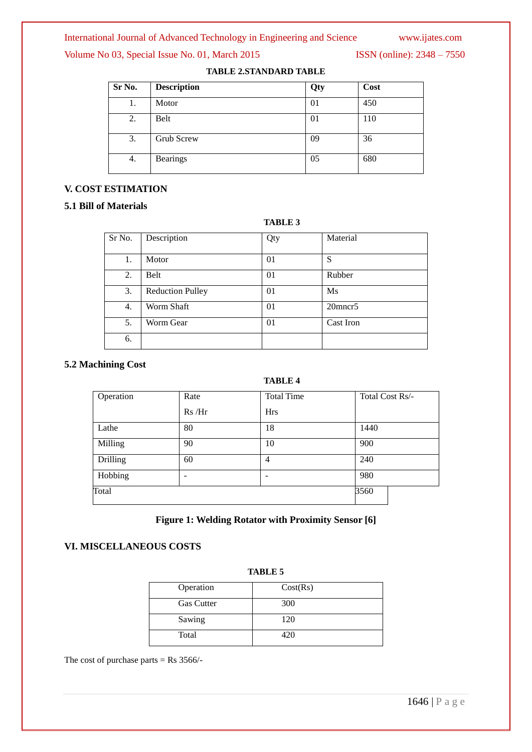**TABLE 2.STANDARD TABLE**

| Sr No. | Description | Qty | Cost |
|---|---|---|---|
| 1. | Motor | 01 | 450 |
| 2. | Belt | 01 | 110 |
| 3. | Grub Screw | 09 | 36 |
| 4. | Bearings | 05 | 680 |

## V. COST ESTIMATION

### 5.1 Bill of Materials

**TABLE 3**

| Sr No. | Description | Qty | Material |
|---|---|---|---|
| 1. | Motor | 01 | S |
| 2. | Belt | 01 | Rubber |
| 3. | Reduction Pulley | 01 | Ms |
| 4. | Worm Shaft | 01 | 20mncr5 |
| 5. | Worm Gear | 01 | Cast Iron |
| 6. | | | |

### 5.2 Machining Cost

**TABLE 4**

| Operation | Rate Rs /Hr | Total Time Hrs | Total Cost Rs/- |
|---|---|---|---|
| Lathe | 80 | 18 | 1440 |
| Milling | 90 | 10 | 900 |
| Drilling | 60 | 4 | 240 |
| Hobbing | - | - | 980 |
| Total | | | 3560 |

**Figure 1: Welding Rotator with Proximity Sensor [6]**

## VI. MISCELLANEOUS COSTS

**TABLE 5**

| Operation | Cost(Rs) |
|---|---|
| Gas Cutter | 300 |
| Sawing | 120 |
| Total | 420 |

The cost of purchase parts = Rs 3566/-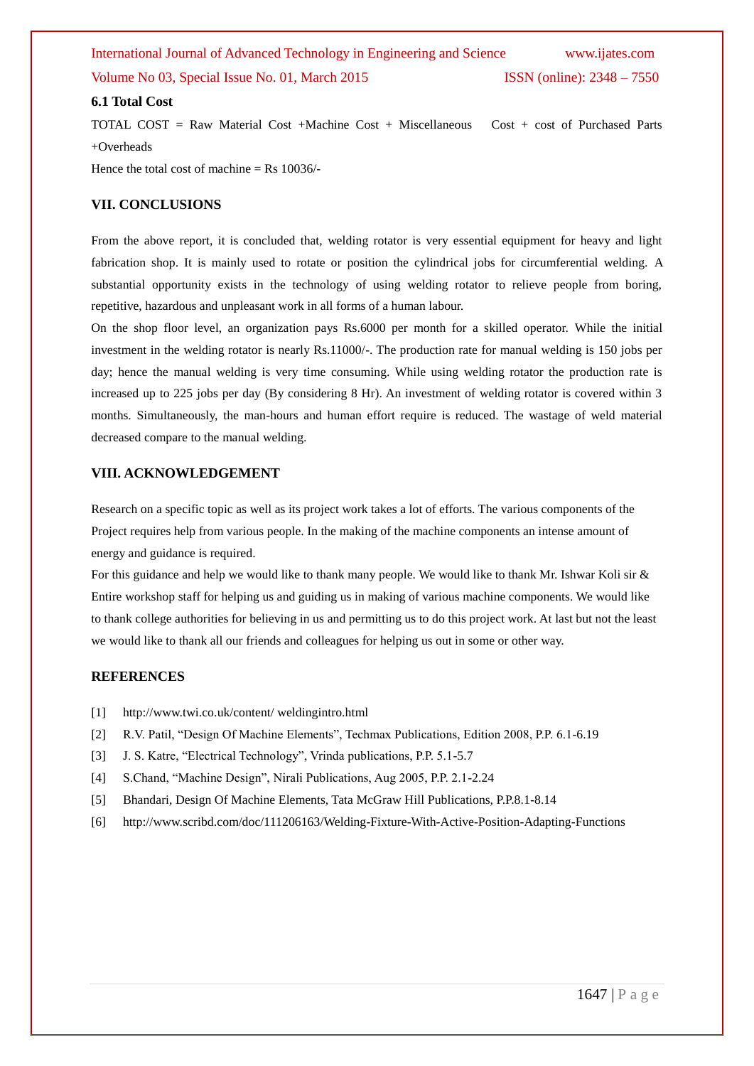### 6.1 Total Cost

TOTAL COST = Raw Material Cost +Machine Cost + Miscellaneous Cost + cost of Purchased Parts +Overheads

Hence the total cost of machine = Rs 10036/-

## VII. CONCLUSIONS

From the above report, it is concluded that, welding rotator is very essential equipment for heavy and light fabrication shop. It is mainly used to rotate or position the cylindrical jobs for circumferential welding. A substantial opportunity exists in the technology of using welding rotator to relieve people from boring, repetitive, hazardous and unpleasant work in all forms of a human labour.

On the shop floor level, an organization pays Rs.6000 per month for a skilled operator. While the initial investment in the welding rotator is nearly Rs.11000/-. The production rate for manual welding is 150 jobs per day; hence the manual welding is very time consuming. While using welding rotator the production rate is increased up to 225 jobs per day (By considering 8 Hr). An investment of welding rotator is covered within 3 months. Simultaneously, the man-hours and human effort require is reduced. The wastage of weld material decreased compare to the manual welding.

## VIII. ACKNOWLEDGEMENT

Research on a specific topic as well as its project work takes a lot of efforts. The various components of the Project requires help from various people. In the making of the machine components an intense amount of energy and guidance is required.

For this guidance and help we would like to thank many people. We would like to thank Mr. Ishwar Koli sir & Entire workshop staff for helping us and guiding us in making of various machine components. We would like to thank college authorities for believing in us and permitting us to do this project work. At last but not the least we would like to thank all our friends and colleagues for helping us out in some or other way.

## REFERENCES

[1] http://www.twi.co.uk/content/ weldingintro.html

[2] R.V. Patil, "Design Of Machine Elements", Techmax Publications, Edition 2008, P.P. 6.1-6.19

[3] J. S. Katre, "Electrical Technology", Vrinda publications, P.P. 5.1-5.7

[4] S.Chand, "Machine Design", Nirali Publications, Aug 2005, P.P. 2.1-2.24

[5] Bhandari, Design Of Machine Elements, Tata McGraw Hill Publications, P.P.8.1-8.14

[6] http://www.scribd.com/doc/111206163/Welding-Fixture-With-Active-Position-Adapting-Functions